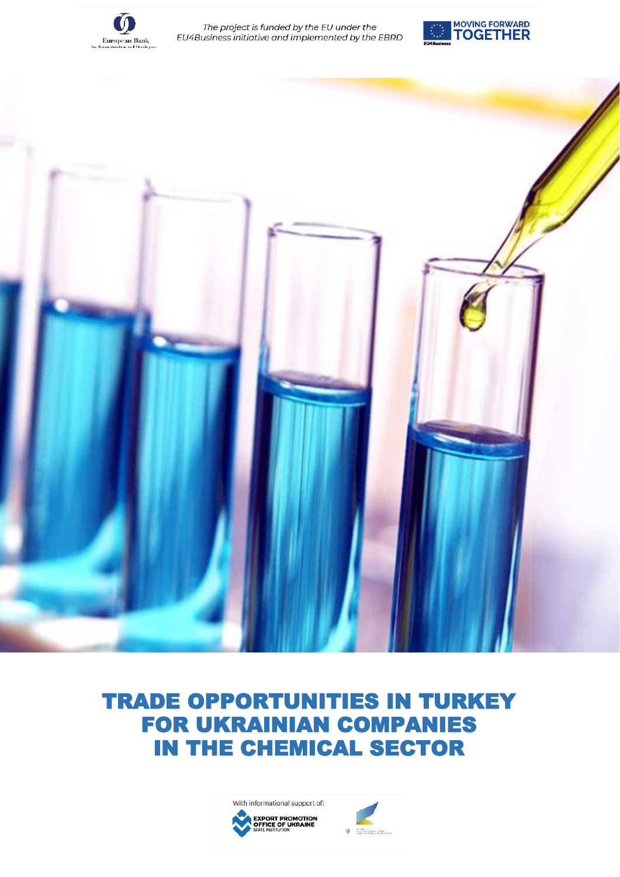*The project is funded by the EU under the EU4Business initiative and implemented by the EBRD*

# TRADE OPPORTUNITIES IN TURKEY FOR UKRAINIAN COMPANIES IN THE CHEMICAL SECTOR

With informational support of:

EXPORT PROMOTION OFFICE OF UKRAINE
STATE INSTITUTION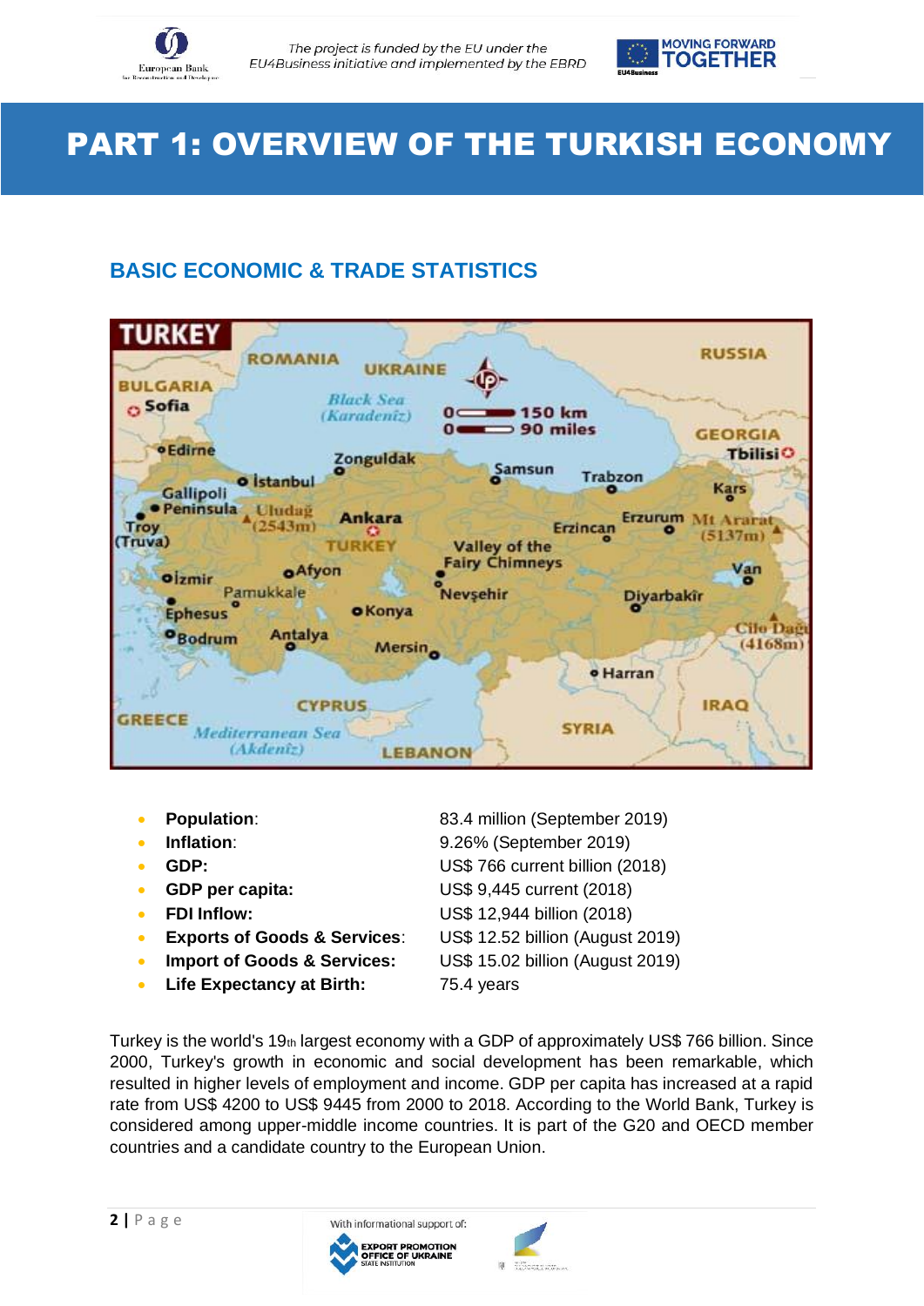# PART 1: OVERVIEW OF THE TURKISH ECONOMY

## BASIC ECONOMIC & TRADE STATISTICS

| | |
|---|---|
| **Population**: | 83.4 million (September 2019) |
| **Inflation**: | 9.26% (September 2019) |
| **GDP:** | US$ 766 current billion (2018) |
| **GDP per capita:** | US$ 9,445 current (2018) |
| **FDI Inflow:** | US$ 12,944 billion (2018) |
| **Exports of Goods & Services**: | US$ 12.52 billion (August 2019) |
| **Import of Goods & Services:** | US$ 15.02 billion (August 2019) |
| **Life Expectancy at Birth:** | 75.4 years |

Turkey is the world's 19th largest economy with a GDP of approximately US$ 766 billion. Since 2000, Turkey's growth in economic and social development has been remarkable, which resulted in higher levels of employment and income. GDP per capita has increased at a rapid rate from US$ 4200 to US$ 9445 from 2000 to 2018. According to the World Bank, Turkey is considered among upper-middle income countries. It is part of the G20 and OECD member countries and a candidate country to the European Union.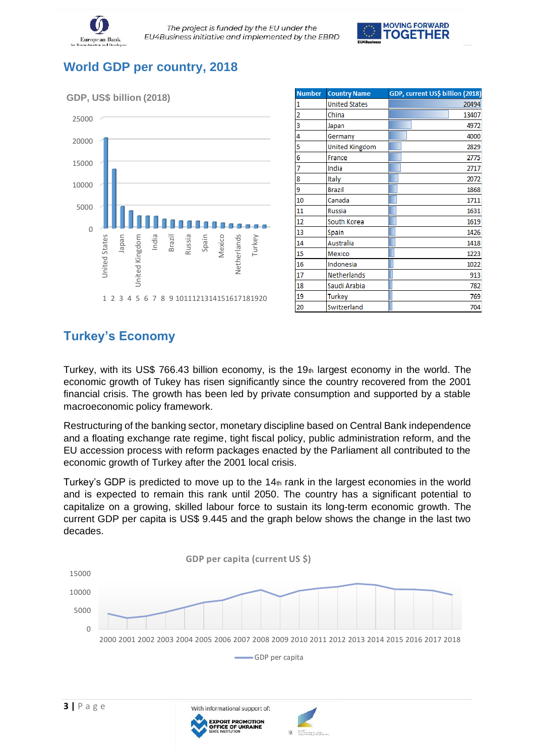## World GDP per country, 2018

| Number | Country Name | GDP, current US$ billion (2018) |
|---|---|---|
| 1 | United States | 20494 |
| 2 | China | 13407 |
| 3 | Japan | 4972 |
| 4 | Germany | 4000 |
| 5 | United Kingdom | 2829 |
| 6 | France | 2775 |
| 7 | India | 2717 |
| 8 | Italy | 2072 |
| 9 | Brazil | 1868 |
| 10 | Canada | 1711 |
| 11 | Russia | 1631 |
| 12 | South Korea | 1619 |
| 13 | Spain | 1426 |
| 14 | Australia | 1418 |
| 15 | Mexico | 1223 |
| 16 | Indonesia | 1022 |
| 17 | Netherlands | 913 |
| 18 | Saudi Arabia | 782 |
| 19 | Turkey | 769 |
| 20 | Switzerland | 704 |

## Turkey's Economy

Turkey, with its US$ 766.43 billion economy, is the 19th largest economy in the world. The economic growth of Tukey has risen significantly since the country recovered from the 2001 financial crisis. The growth has been led by private consumption and supported by a stable macroeconomic policy framework.

Restructuring of the banking sector, monetary discipline based on Central Bank independence and a floating exchange rate regime, tight fiscal policy, public administration reform, and the EU accession process with reform packages enacted by the Parliament all contributed to the economic growth of Turkey after the 2001 local crisis.

Turkey's GDP is predicted to move up to the 14th rank in the largest economies in the world and is expected to remain this rank until 2050. The country has a significant potential to capitalize on a growing, skilled labour force to sustain its long-term economic growth. The current GDP per capita is US$ 9.445 and the graph below shows the change in the last two decades.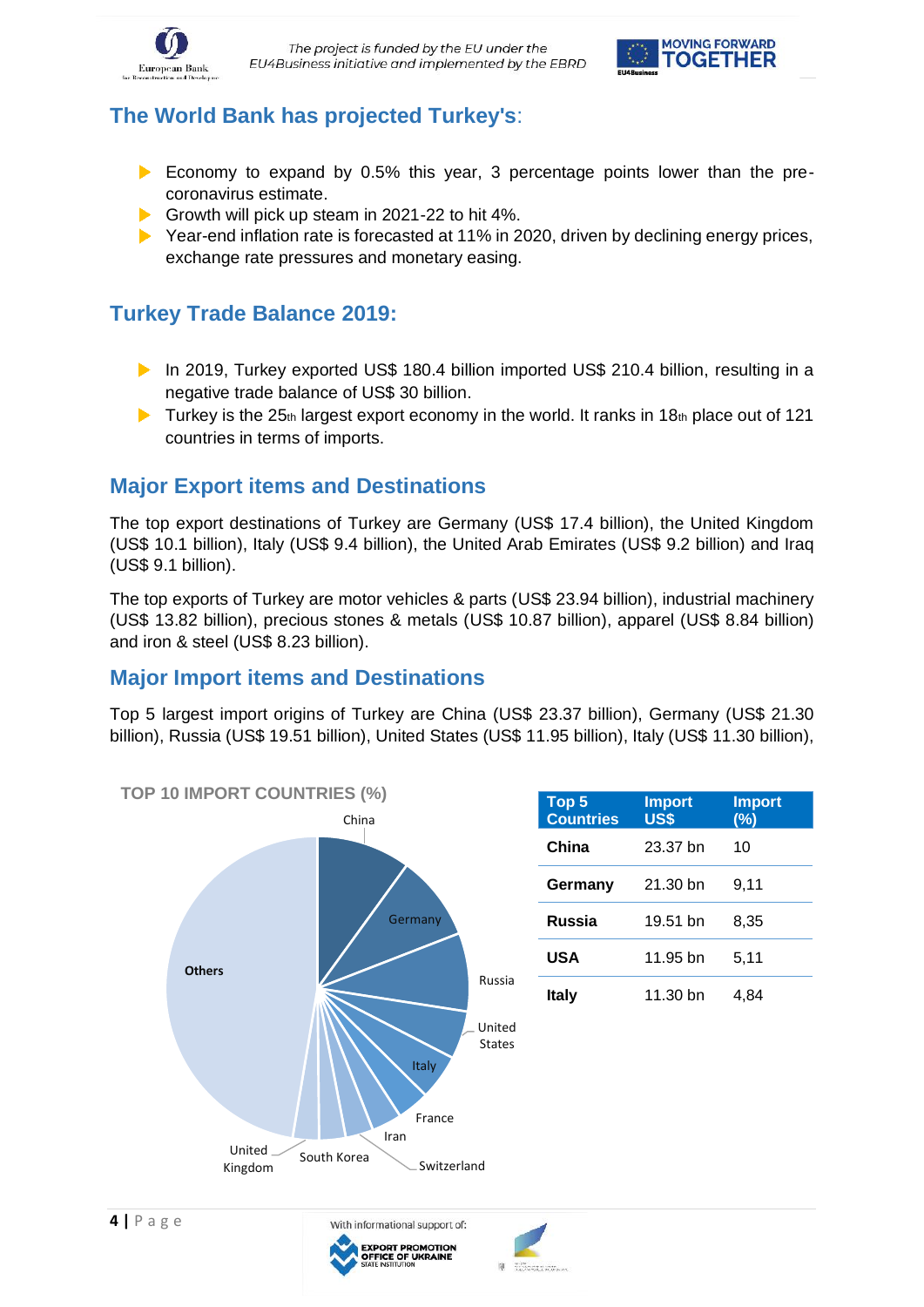## The World Bank has projected Turkey's:

- Economy to expand by 0.5% this year, 3 percentage points lower than the pre-coronavirus estimate.
- Growth will pick up steam in 2021-22 to hit 4%.
- Year-end inflation rate is forecasted at 11% in 2020, driven by declining energy prices, exchange rate pressures and monetary easing.

## Turkey Trade Balance 2019:

- In 2019, Turkey exported US$ 180.4 billion imported US$ 210.4 billion, resulting in a negative trade balance of US$ 30 billion.
- Turkey is the 25th largest export economy in the world. It ranks in 18th place out of 121 countries in terms of imports.

## Major Export items and Destinations

The top export destinations of Turkey are Germany (US$ 17.4 billion), the United Kingdom (US$ 10.1 billion), Italy (US$ 9.4 billion), the United Arab Emirates (US$ 9.2 billion) and Iraq (US$ 9.1 billion).

The top exports of Turkey are motor vehicles & parts (US$ 23.94 billion), industrial machinery (US$ 13.82 billion), precious stones & metals (US$ 10.87 billion), apparel (US$ 8.84 billion) and iron & steel (US$ 8.23 billion).

## Major Import items and Destinations

Top 5 largest import origins of Turkey are China (US$ 23.37 billion), Germany (US$ 21.30 billion), Russia (US$ 19.51 billion), United States (US$ 11.95 billion), Italy (US$ 11.30 billion),

TOP 10 IMPORT COUNTRIES (%)

China, Germany, Russia, United States, Italy, France, Iran, Switzerland, South Korea, United Kingdom, Others

| Top 5 Countries | Import US$ | Import (%) |
|---|---|---|
| **China** | 23.37 bn | 10 |
| **Germany** | 21.30 bn | 9,11 |
| **Russia** | 19.51 bn | 8,35 |
| **USA** | 11.95 bn | 5,11 |
| **Italy** | 11.30 bn | 4,84 |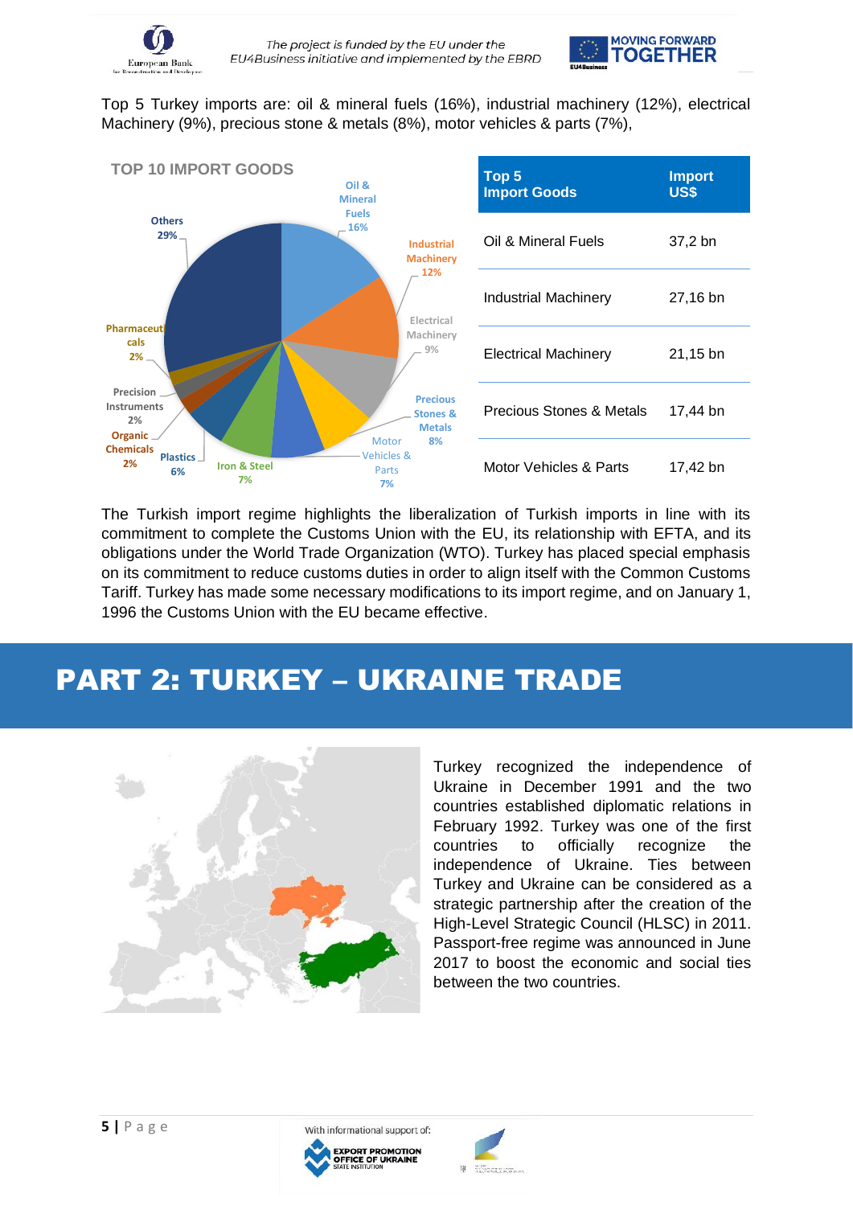Top 5 Turkey imports are: oil & mineral fuels (16%), industrial machinery (12%), electrical Machinery (9%), precious stone & metals (8%), motor vehicles & parts (7%),

TOP 10 IMPORT GOODS

| Top 5 Import Goods | Import US$ |
|---|---|
| Oil & Mineral Fuels | 37,2 bn |
| Industrial Machinery | 27,16 bn |
| Electrical Machinery | 21,15 bn |
| Precious Stones & Metals | 17,44 bn |
| Motor Vehicles & Parts | 17,42 bn |

The Turkish import regime highlights the liberalization of Turkish imports in line with its commitment to complete the Customs Union with the EU, its relationship with EFTA, and its obligations under the World Trade Organization (WTO). Turkey has placed special emphasis on its commitment to reduce customs duties in order to align itself with the Common Customs Tariff. Turkey has made some necessary modifications to its import regime, and on January 1, 1996 the Customs Union with the EU became effective.

# PART 2: TURKEY – UKRAINE TRADE

Turkey recognized the independence of Ukraine in December 1991 and the two countries established diplomatic relations in February 1992. Turkey was one of the first countries to officially recognize the independence of Ukraine. Ties between Turkey and Ukraine can be considered as a strategic partnership after the creation of the High-Level Strategic Council (HLSC) in 2011. Passport-free regime was announced in June 2017 to boost the economic and social ties between the two countries.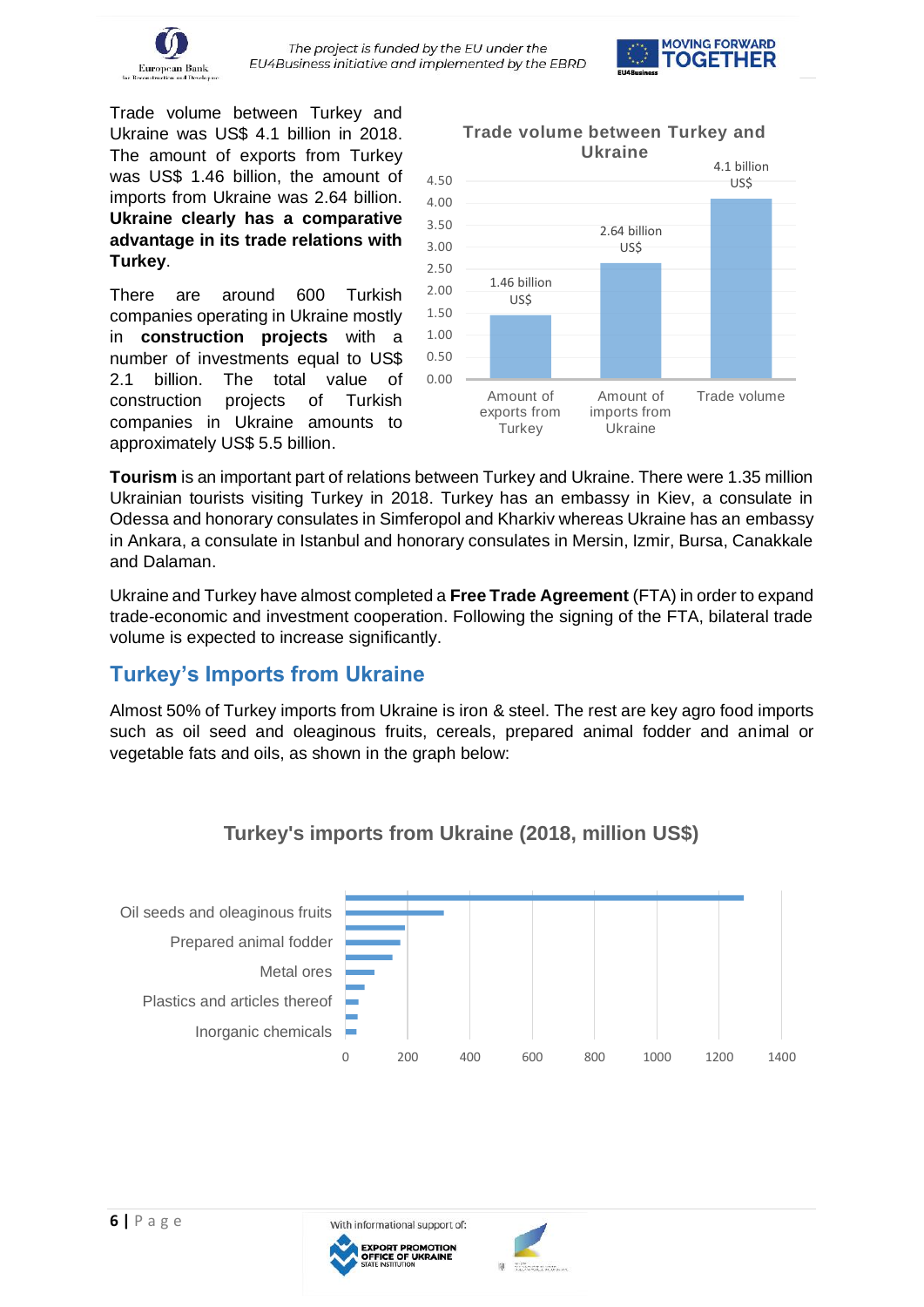Trade volume between Turkey and Ukraine was US$ 4.1 billion in 2018. The amount of exports from Turkey was US$ 1.46 billion, the amount of imports from Ukraine was 2.64 billion. **Ukraine clearly has a comparative advantage in its trade relations with Turkey**.

There are around 600 Turkish companies operating in Ukraine mostly in **construction projects** with a number of investments equal to US$ 2.1 billion. The total value of construction projects of Turkish companies in Ukraine amounts to approximately US$ 5.5 billion.

**Trade volume between Turkey and Ukraine**

| | Amount of exports from Turkey | Amount of imports from Ukraine | Trade volume |
|---|---|---|---|
| Value | 1.46 billion US$ | 2.64 billion US$ | 4.1 billion US$ |

**Tourism** is an important part of relations between Turkey and Ukraine. There were 1.35 million Ukrainian tourists visiting Turkey in 2018. Turkey has an embassy in Kiev, a consulate in Odessa and honorary consulates in Simferopol and Kharkiv whereas Ukraine has an embassy in Ankara, a consulate in Istanbul and honorary consulates in Mersin, Izmir, Bursa, Canakkale and Dalaman.

Ukraine and Turkey have almost completed a **Free Trade Agreement** (FTA) in order to expand trade-economic and investment cooperation. Following the signing of the FTA, bilateral trade volume is expected to increase significantly.

## Turkey's Imports from Ukraine

Almost 50% of Turkey imports from Ukraine is iron & steel. The rest are key agro food imports such as oil seed and oleaginous fruits, cereals, prepared animal fodder and animal or vegetable fats and oils, as shown in the graph below:

**Turkey's imports from Ukraine (2018, million US$)**

Oil seeds and oleaginous fruits

Prepared animal fodder

Metal ores

Plastics and articles thereof

Inorganic chemicals

0 200 400 600 800 1000 1200 1400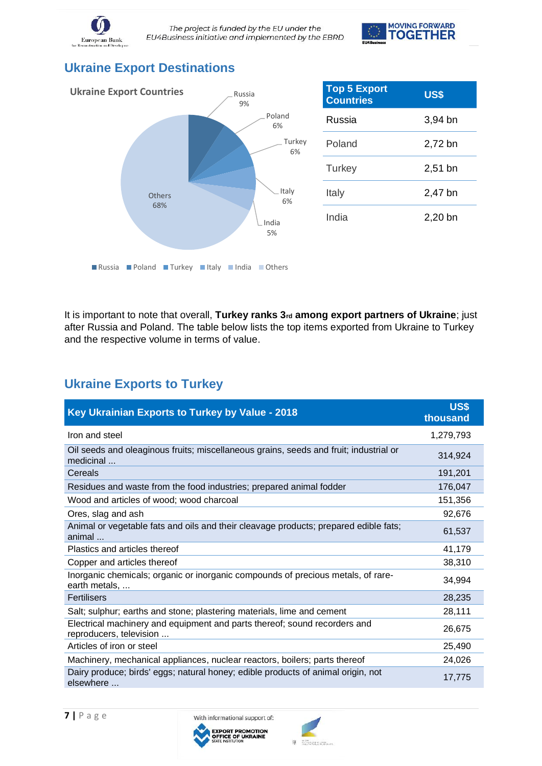## Ukraine Export Destinations

**Ukraine Export Countries**

Russia 9%, Poland 6%, Turkey 6%, Italy 6%, India 5%, Others 68%

| Top 5 Export Countries | US$ |
|---|---|
| Russia | 3,94 bn |
| Poland | 2,72 bn |
| Turkey | 2,51 bn |
| Italy | 2,47 bn |
| India | 2,20 bn |

It is important to note that overall, **Turkey ranks 3rd among export partners of Ukraine**; just after Russia and Poland. The table below lists the top items exported from Ukraine to Turkey and the respective volume in terms of value.

## Ukraine Exports to Turkey

| Key Ukrainian Exports to Turkey by Value - 2018 | US$ thousand |
|---|---|
| Iron and steel | 1,279,793 |
| Oil seeds and oleaginous fruits; miscellaneous grains, seeds and fruit; industrial or medicinal ... | 314,924 |
| Cereals | 191,201 |
| Residues and waste from the food industries; prepared animal fodder | 176,047 |
| Wood and articles of wood; wood charcoal | 151,356 |
| Ores, slag and ash | 92,676 |
| Animal or vegetable fats and oils and their cleavage products; prepared edible fats; animal ... | 61,537 |
| Plastics and articles thereof | 41,179 |
| Copper and articles thereof | 38,310 |
| Inorganic chemicals; organic or inorganic compounds of precious metals, of rare-earth metals, ... | 34,994 |
| Fertilisers | 28,235 |
| Salt; sulphur; earths and stone; plastering materials, lime and cement | 28,111 |
| Electrical machinery and equipment and parts thereof; sound recorders and reproducers, television ... | 26,675 |
| Articles of iron or steel | 25,490 |
| Machinery, mechanical appliances, nuclear reactors, boilers; parts thereof | 24,026 |
| Dairy produce; birds' eggs; natural honey; edible products of animal origin, not elsewhere ... | 17,775 |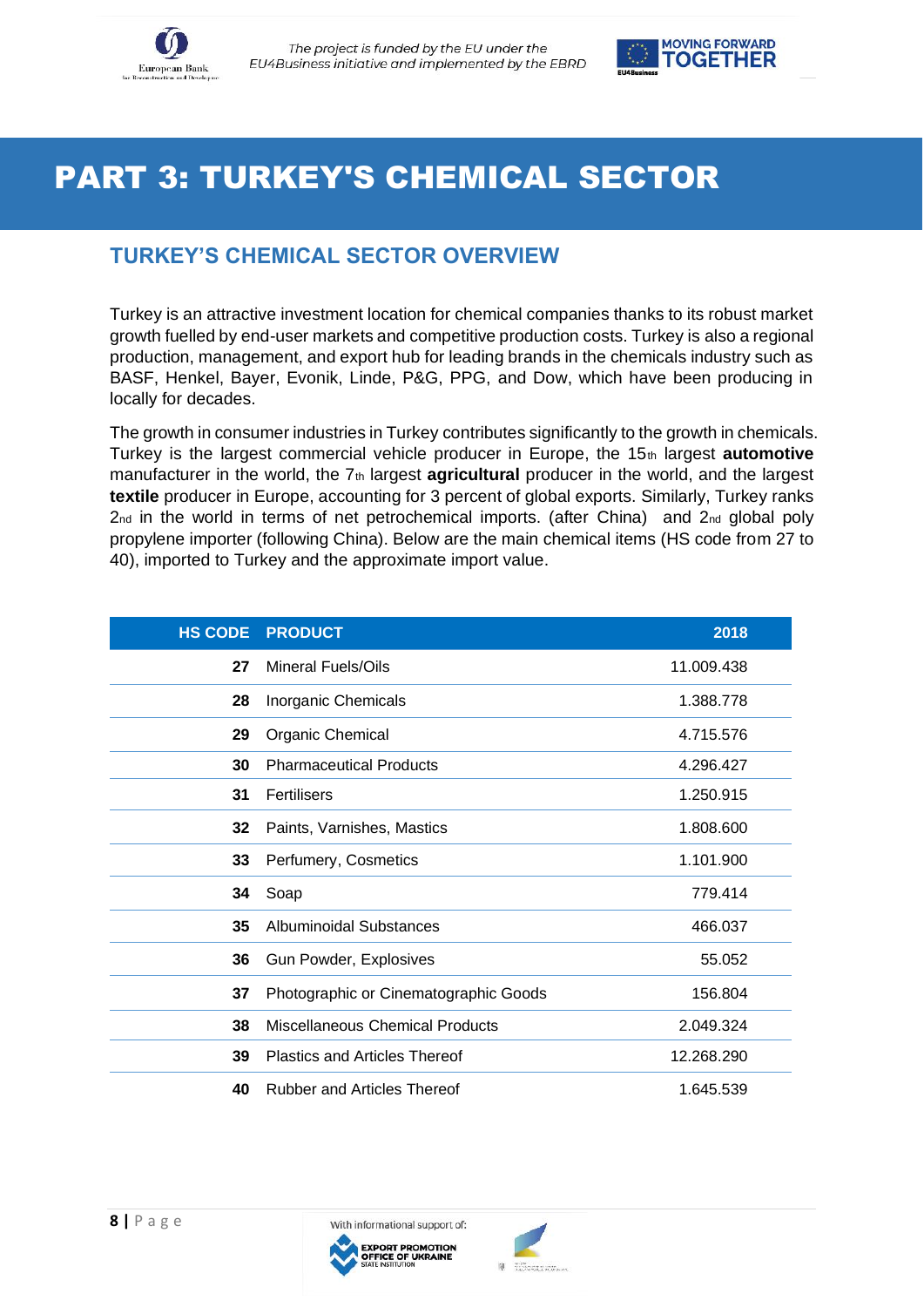// PART 3: TURKEY'S CHEMICAL SECTOR

## TURKEY'S CHEMICAL SECTOR OVERVIEW

Turkey is an attractive investment location for chemical companies thanks to its robust market growth fuelled by end-user markets and competitive production costs. Turkey is also a regional production, management, and export hub for leading brands in the chemicals industry such as BASF, Henkel, Bayer, Evonik, Linde, P&G, PPG, and Dow, which have been producing in locally for decades.

The growth in consumer industries in Turkey contributes significantly to the growth in chemicals. Turkey is the largest commercial vehicle producer in Europe, the 15th largest **automotive** manufacturer in the world, the 7th largest **agricultural** producer in the world, and the largest **textile** producer in Europe, accounting for 3 percent of global exports. Similarly, Turkey ranks 2nd in the world in terms of net petrochemical imports. (after China) and 2nd global poly propylene importer (following China). Below are the main chemical items (HS code from 27 to 40), imported to Turkey and the approximate import value.

| HS CODE | PRODUCT | 2018 |
|---|---|---|
| 27 | Mineral Fuels/Oils | 11.009.438 |
| 28 | Inorganic Chemicals | 1.388.778 |
| 29 | Organic Chemical | 4.715.576 |
| 30 | Pharmaceutical Products | 4.296.427 |
| 31 | Fertilisers | 1.250.915 |
| 32 | Paints, Varnishes, Mastics | 1.808.600 |
| 33 | Perfumery, Cosmetics | 1.101.900 |
| 34 | Soap | 779.414 |
| 35 | Albuminoidal Substances | 466.037 |
| 36 | Gun Powder, Explosives | 55.052 |
| 37 | Photographic or Cinematographic Goods | 156.804 |
| 38 | Miscellaneous Chemical Products | 2.049.324 |
| 39 | Plastics and Articles Thereof | 12.268.290 |
| 40 | Rubber and Articles Thereof | 1.645.539 |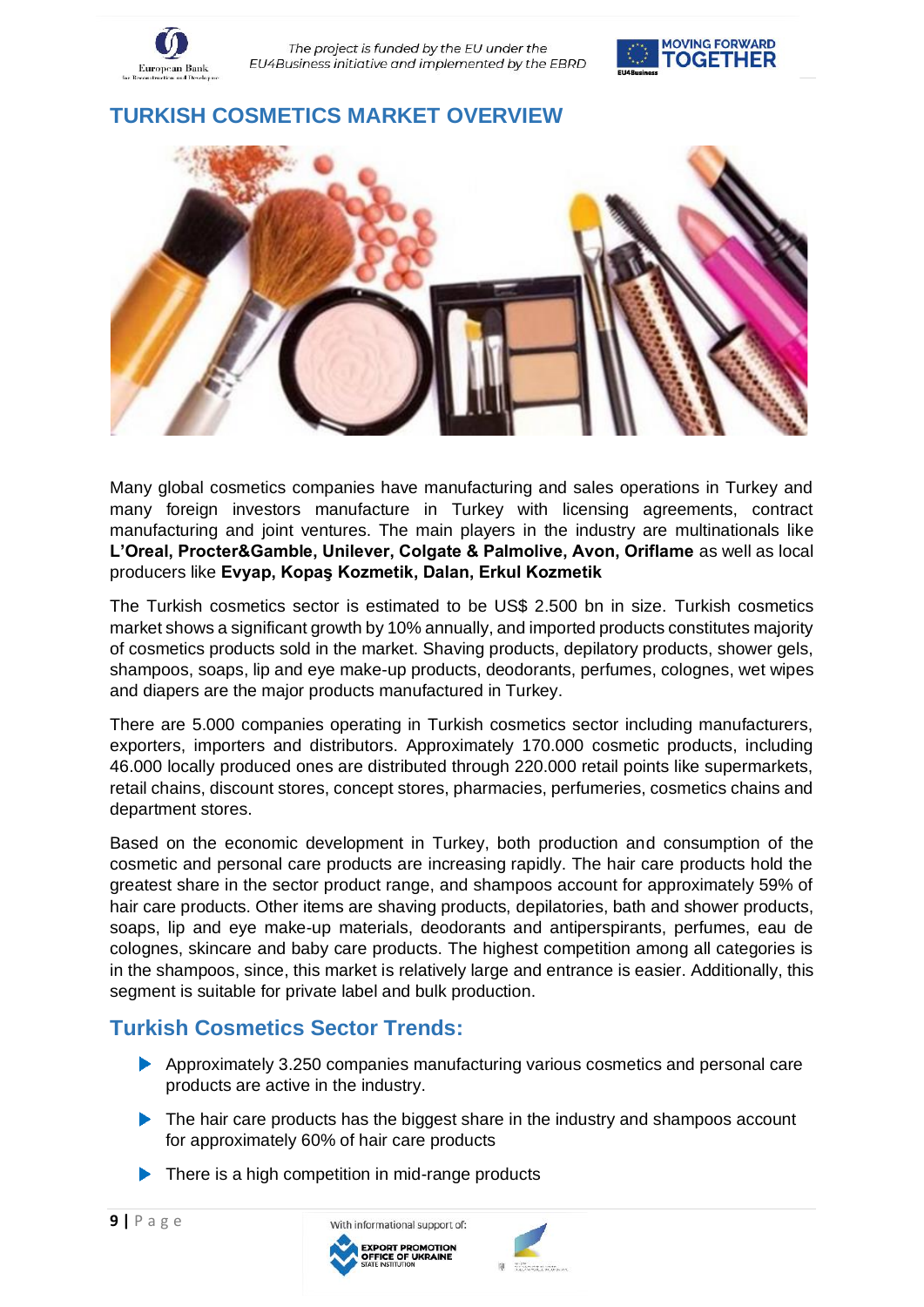## TURKISH COSMETICS MARKET OVERVIEW

Many global cosmetics companies have manufacturing and sales operations in Turkey and many foreign investors manufacture in Turkey with licensing agreements, contract manufacturing and joint ventures. The main players in the industry are multinationals like **L'Oreal, Procter&Gamble, Unilever, Colgate & Palmolive, Avon, Oriflame** as well as local producers like **Evyap, Kopaş Kozmetik, Dalan, Erkul Kozmetik**

The Turkish cosmetics sector is estimated to be US$ 2.500 bn in size. Turkish cosmetics market shows a significant growth by 10% annually, and imported products constitutes majority of cosmetics products sold in the market. Shaving products, depilatory products, shower gels, shampoos, soaps, lip and eye make-up products, deodorants, perfumes, colognes, wet wipes and diapers are the major products manufactured in Turkey.

There are 5.000 companies operating in Turkish cosmetics sector including manufacturers, exporters, importers and distributors. Approximately 170.000 cosmetic products, including 46.000 locally produced ones are distributed through 220.000 retail points like supermarkets, retail chains, discount stores, concept stores, pharmacies, perfumeries, cosmetics chains and department stores.

Based on the economic development in Turkey, both production and consumption of the cosmetic and personal care products are increasing rapidly. The hair care products hold the greatest share in the sector product range, and shampoos account for approximately 59% of hair care products. Other items are shaving products, depilatories, bath and shower products, soaps, lip and eye make-up materials, deodorants and antiperspirants, perfumes, eau de colognes, skincare and baby care products. The highest competition among all categories is in the shampoos, since, this market is relatively large and entrance is easier. Additionally, this segment is suitable for private label and bulk production.

## Turkish Cosmetics Sector Trends:

- Approximately 3.250 companies manufacturing various cosmetics and personal care products are active in the industry.
- The hair care products has the biggest share in the industry and shampoos account for approximately 60% of hair care products
- There is a high competition in mid-range products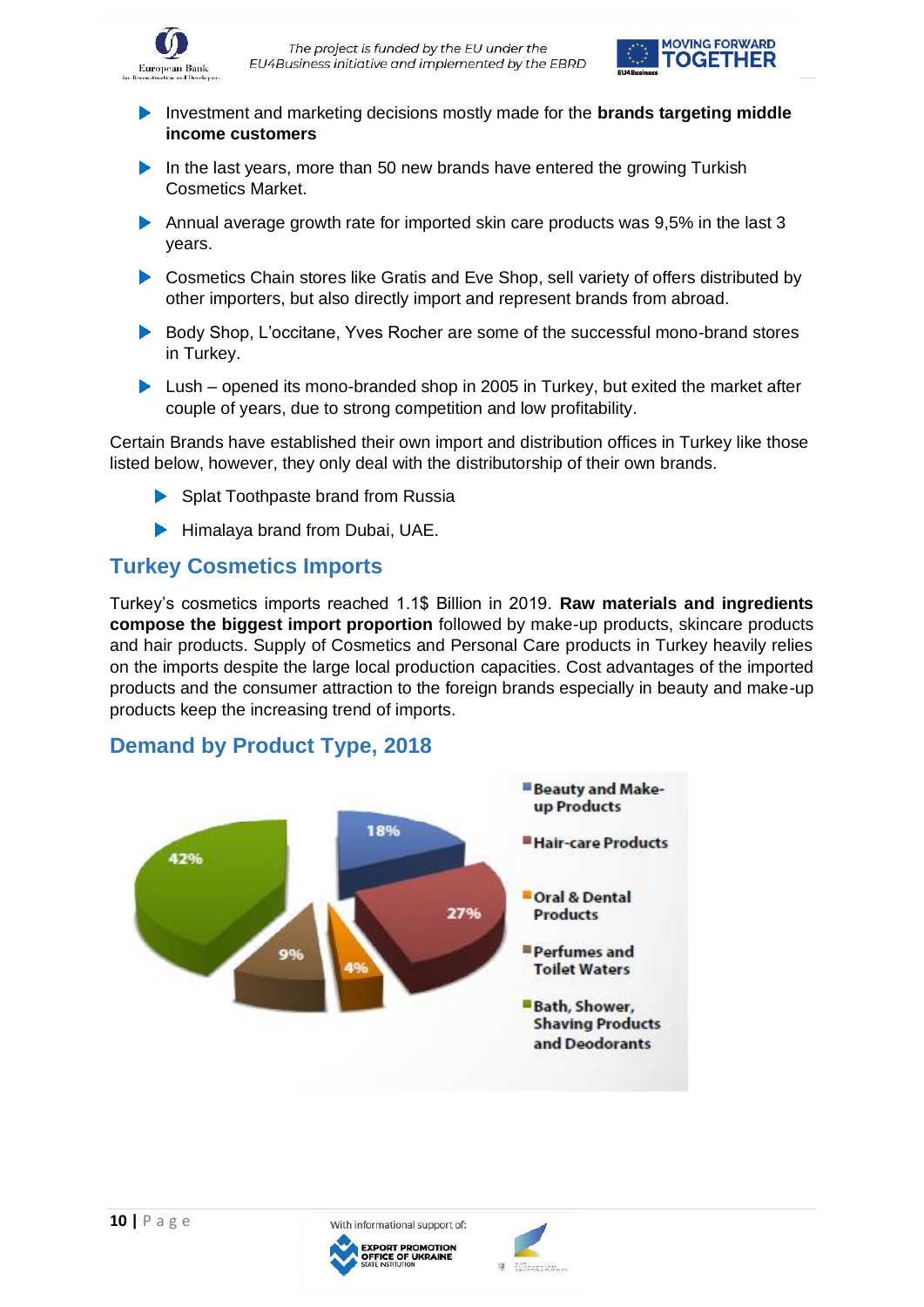- Investment and marketing decisions mostly made for the **brands targeting middle income customers**
- In the last years, more than 50 new brands have entered the growing Turkish Cosmetics Market.
- Annual average growth rate for imported skin care products was 9,5% in the last 3 years.
- Cosmetics Chain stores like Gratis and Eve Shop, sell variety of offers distributed by other importers, but also directly import and represent brands from abroad.
- Body Shop, L'occitane, Yves Rocher are some of the successful mono-brand stores in Turkey.
- Lush – opened its mono-branded shop in 2005 in Turkey, but exited the market after couple of years, due to strong competition and low profitability.

Certain Brands have established their own import and distribution offices in Turkey like those listed below, however, they only deal with the distributorship of their own brands.

- Splat Toothpaste brand from Russia
- Himalaya brand from Dubai, UAE.

## Turkey Cosmetics Imports

Turkey's cosmetics imports reached 1.1$ Billion in 2019. **Raw materials and ingredients compose the biggest import proportion** followed by make-up products, skincare products and hair products. Supply of Cosmetics and Personal Care products in Turkey heavily relies on the imports despite the large local production capacities. Cost advantages of the imported products and the consumer attraction to the foreign brands especially in beauty and make-up products keep the increasing trend of imports.

## Demand by Product Type, 2018

| Product Type | Share |
|---|---|
| Beauty and Make-up Products | 18% |
| Hair-care Products | 27% |
| Oral & Dental Products | 4% |
| Perfumes and Toilet Waters | 9% |
| Bath, Shower, Shaving Products and Deodorants | 42% |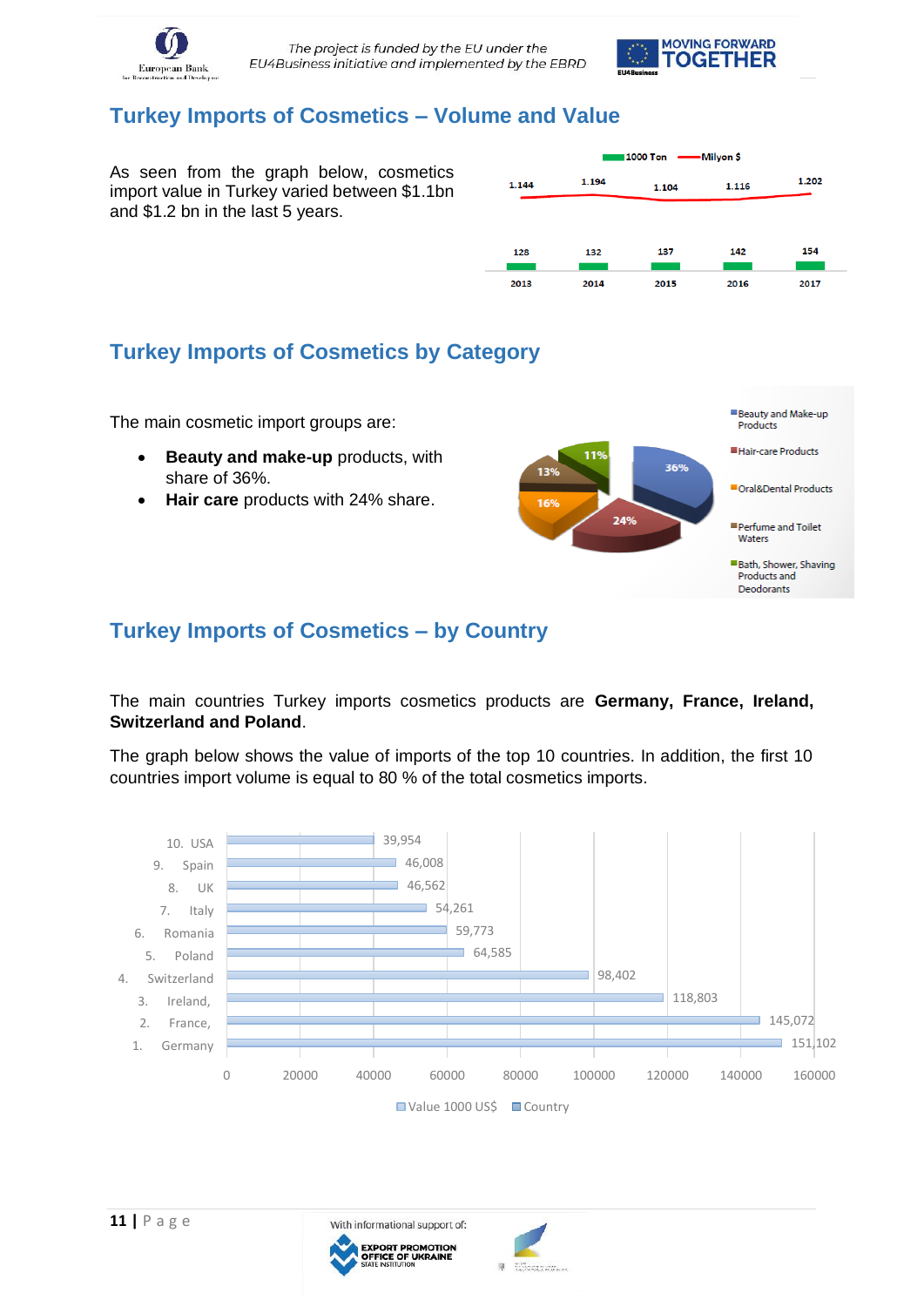## Turkey Imports of Cosmetics – Volume and Value

As seen from the graph below, cosmetics import value in Turkey varied between $1.1bn and $1.2 bn in the last 5 years.

| | 2013 | 2014 | 2015 | 2016 | 2017 |
|---|---|---|---|---|---|
| 1000 Ton | 128 | 132 | 137 | 142 | 154 |
| Milyon $ | 1.144 | 1.194 | 1.104 | 1.116 | 1.202 |

## Turkey Imports of Cosmetics by Category

The main cosmetic import groups are:

- **Beauty and make-up** products, with share of 36%.
- **Hair care** products with 24% share.

| Category | Share |
|---|---|
| Beauty and Make-up Products | 36% |
| Hair-care Products | 24% |
| Oral&Dental Products | 16% |
| Perfume and Toilet Waters | 13% |
| Bath, Shower, Shaving Products and Deodorants | 11% |

## Turkey Imports of Cosmetics – by Country

The main countries Turkey imports cosmetics products are **Germany, France, Ireland, Switzerland and Poland**.

The graph below shows the value of imports of the top 10 countries. In addition, the first 10 countries import volume is equal to 80 % of the total cosmetics imports.

| Country | Value 1000 US$ |
|---|---|
| 1. Germany | 151,102 |
| 2. France, | 145,072 |
| 3. Ireland, | 118,803 |
| 4. Switzerland | 98,402 |
| 5. Poland | 64,585 |
| 6. Romania | 59,773 |
| 7. Italy | 54,261 |
| 8. UK | 46,562 |
| 9. Spain | 46,008 |
| 10. USA | 39,954 |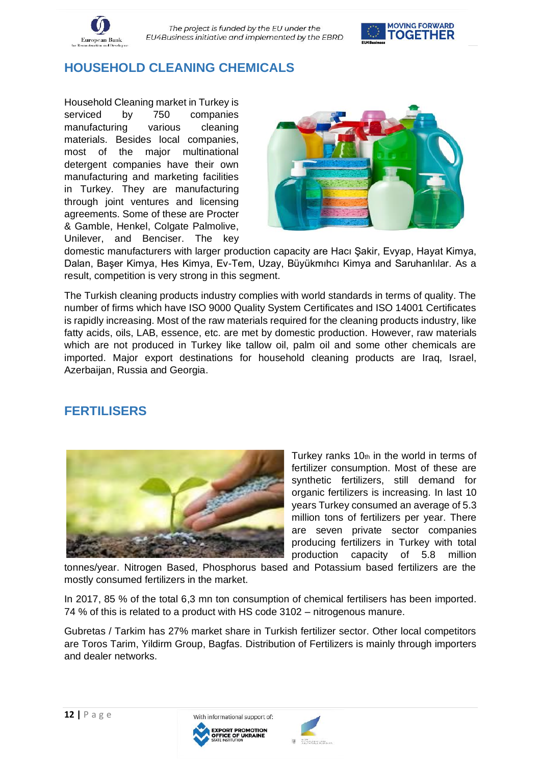## HOUSEHOLD CLEANING CHEMICALS

Household Cleaning market in Turkey is serviced by 750 companies manufacturing various cleaning materials. Besides local companies, most of the major multinational detergent companies have their own manufacturing and marketing facilities in Turkey. They are manufacturing through joint ventures and licensing agreements. Some of these are Procter & Gamble, Henkel, Colgate Palmolive, Unilever, and Benciser. The key domestic manufacturers with larger production capacity are Hacı Şakir, Evyap, Hayat Kimya, Dalan, Başer Kimya, Hes Kimya, Ev-Tem, Uzay, Büyükmıhcı Kimya and Saruhanlılar. As a result, competition is very strong in this segment.

The Turkish cleaning products industry complies with world standards in terms of quality. The number of firms which have ISO 9000 Quality System Certificates and ISO 14001 Certificates is rapidly increasing. Most of the raw materials required for the cleaning products industry, like fatty acids, oils, LAB, essence, etc. are met by domestic production. However, raw materials which are not produced in Turkey like tallow oil, palm oil and some other chemicals are imported. Major export destinations for household cleaning products are Iraq, Israel, Azerbaijan, Russia and Georgia.

## FERTILISERS

Turkey ranks 10th in the world in terms of fertilizer consumption. Most of these are synthetic fertilizers, still demand for organic fertilizers is increasing. In last 10 years Turkey consumed an average of 5.3 million tons of fertilizers per year. There are seven private sector companies producing fertilizers in Turkey with total production capacity of 5.8 million tonnes/year. Nitrogen Based, Phosphorus based and Potassium based fertilizers are the mostly consumed fertilizers in the market.

In 2017, 85 % of the total 6,3 mn ton consumption of chemical fertilisers has been imported. 74 % of this is related to a product with HS code 3102 – nitrogenous manure.

Gubretas / Tarkim has 27% market share in Turkish fertilizer sector. Other local competitors are Toros Tarim, Yildirm Group, Bagfas. Distribution of Fertilizers is mainly through importers and dealer networks.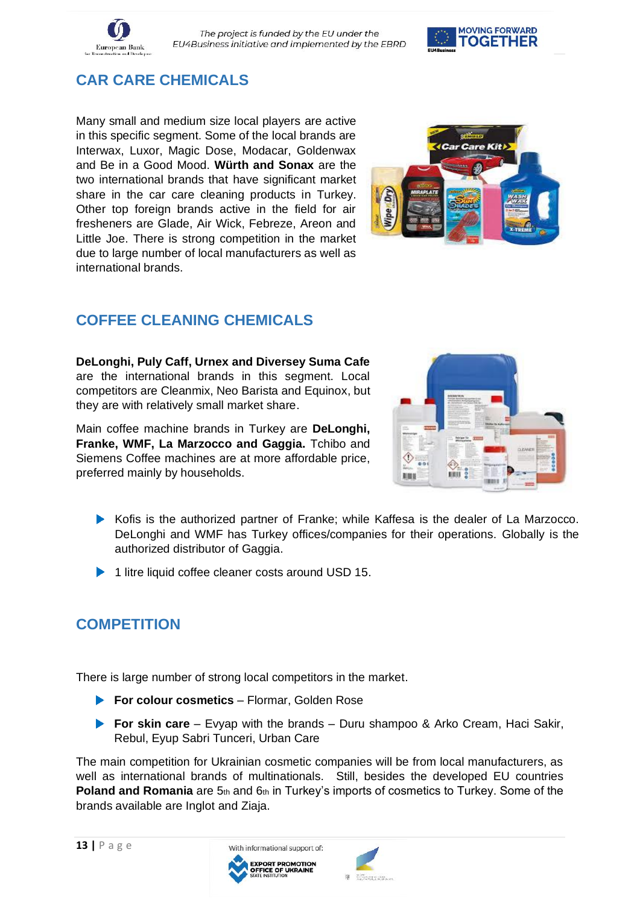## CAR CARE CHEMICALS

Many small and medium size local players are active in this specific segment. Some of the local brands are Interwax, Luxor, Magic Dose, Modacar, Goldenwax and Be in a Good Mood. **Würth and Sonax** are the two international brands that have significant market share in the car care cleaning products in Turkey. Other top foreign brands active in the field for air fresheners are Glade, Air Wick, Febreze, Areon and Little Joe. There is strong competition in the market due to large number of local manufacturers as well as international brands.

## COFFEE CLEANING CHEMICALS

**DeLonghi, Puly Caff, Urnex and Diversey Suma Cafe** are the international brands in this segment. Local competitors are Cleanmix, Neo Barista and Equinox, but they are with relatively small market share.

Main coffee machine brands in Turkey are **DeLonghi, Franke, WMF, La Marzocco and Gaggia.** Tchibo and Siemens Coffee machines are at more affordable price, preferred mainly by households.

- Kofis is the authorized partner of Franke; while Kaffesa is the dealer of La Marzocco. DeLonghi and WMF has Turkey offices/companies for their operations. Globally is the authorized distributor of Gaggia.
- 1 litre liquid coffee cleaner costs around USD 15.

## COMPETITION

There is large number of strong local competitors in the market.

- **For colour cosmetics** – Flormar, Golden Rose
- **For skin care** – Evyap with the brands – Duru shampoo & Arko Cream, Haci Sakir, Rebul, Eyup Sabri Tunceri, Urban Care

The main competition for Ukrainian cosmetic companies will be from local manufacturers, as well as international brands of multinationals. Still, besides the developed EU countries **Poland and Romania** are 5th and 6th in Turkey's imports of cosmetics to Turkey. Some of the brands available are Inglot and Ziaja.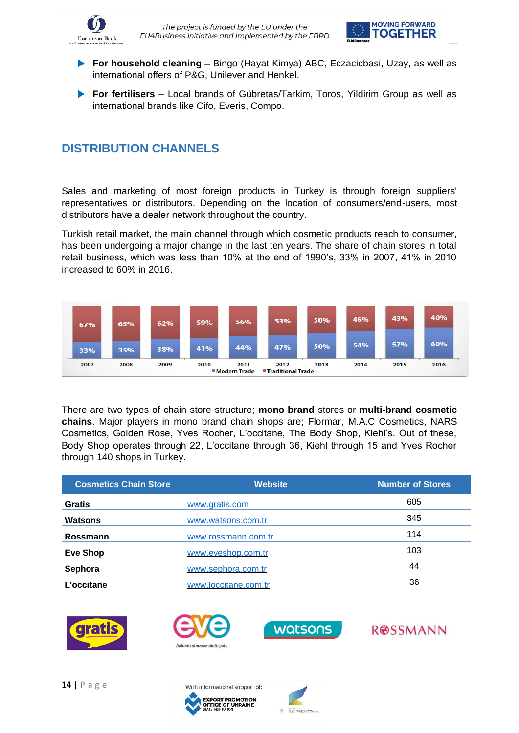- **For household cleaning** – Bingo (Hayat Kimya) ABC, Eczacicbasi, Uzay, as well as international offers of P&G, Unilever and Henkel.
- **For fertilisers** – Local brands of Gübretas/Tarkim, Toros, Yildirim Group as well as international brands like Cifo, Everis, Compo.

## DISTRIBUTION CHANNELS

Sales and marketing of most foreign products in Turkey is through foreign suppliers' representatives or distributors. Depending on the location of consumers/end-users, most distributors have a dealer network throughout the country.

Turkish retail market, the main channel through which cosmetic products reach to consumer, has been undergoing a major change in the last ten years. The share of chain stores in total retail business, which was less than 10% at the end of 1990's, 33% in 2007, 41% in 2010 increased to 60% in 2016.

| | 2007 | 2008 | 2009 | 2010 | 2011 | 2012 | 2013 | 2014 | 2015 | 2016 |
|---|---|---|---|---|---|---|---|---|---|---|
| Modern Trade | 33% | 35% | 38% | 41% | 44% | 47% | 50% | 54% | 57% | 60% |
| Traditional Trade | 67% | 65% | 62% | 59% | 56% | 53% | 50% | 46% | 43% | 40% |

There are two types of chain store structure; **mono brand** stores or **multi-brand cosmetic chains**. Major players in mono brand chain shops are; Flormar, M.A.C Cosmetics, NARS Cosmetics, Golden Rose, Yves Rocher, L'occitane, The Body Shop, Kiehl's. Out of these, Body Shop operates through 22, L'occitane through 36, Kiehl through 15 and Yves Rocher through 140 shops in Turkey.

| Cosmetics Chain Store | Website | Number of Stores |
|---|---|---|
| **Gratis** | www.gratis.com | 605 |
| **Watsons** | www.watsons.com.tr | 345 |
| **Rossmann** | www.rossmann.com.tr | 114 |
| **Eve Shop** | www.eveshop.com.tr | 103 |
| **Sephora** | www.sephora.com.tr | 44 |
| **L'occitane** | www.loccitane.com.tr | 36 |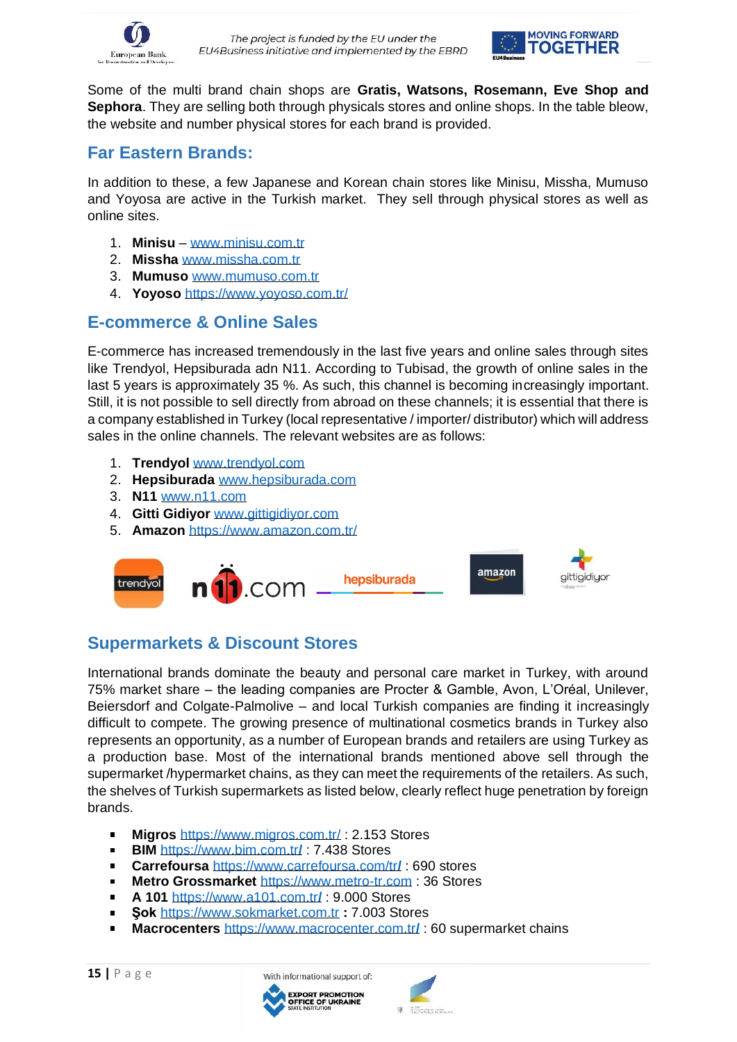Some of the multi brand chain shops are **Gratis, Watsons, Rosemann, Eve Shop and Sephora**. They are selling both through physicals stores and online shops. In the table bleow, the website and number physical stores for each brand is provided.

## Far Eastern Brands:

In addition to these, a few Japanese and Korean chain stores like Minisu, Missha, Mumuso and Yoyosa are active in the Turkish market. They sell through physical stores as well as online sites.

1. **Minisu** – www.minisu.com.tr
2. **Missha** www.missha.com.tr
3. **Mumuso** www.mumuso.com.tr
4. **Yoyoso** https://www.yoyoso.com.tr/

## E-commerce & Online Sales

E-commerce has increased tremendously in the last five years and online sales through sites like Trendyol, Hepsiburada adn N11. According to Tubisad, the growth of online sales in the last 5 years is approximately 35 %. As such, this channel is becoming increasingly important. Still, it is not possible to sell directly from abroad on these channels; it is essential that there is a company established in Turkey (local representative / importer/ distributor) which will address sales in the online channels. The relevant websites are as follows:

1. **Trendyol** www.trendyol.com
2. **Hepsiburada** www.hepsiburada.com
3. **N11** www.n11.com
4. **Gitti Gidiyor** www.gittigidiyor.com
5. **Amazon** https://www.amazon.com.tr/

## Supermarkets & Discount Stores

International brands dominate the beauty and personal care market in Turkey, with around 75% market share – the leading companies are Procter & Gamble, Avon, L'Oréal, Unilever, Beiersdorf and Colgate-Palmolive – and local Turkish companies are finding it increasingly difficult to compete. The growing presence of multinational cosmetics brands in Turkey also represents an opportunity, as a number of European brands and retailers are using Turkey as a production base. Most of the international brands mentioned above sell through the supermarket /hypermarket chains, as they can meet the requirements of the retailers. As such, the shelves of Turkish supermarkets as listed below, clearly reflect huge penetration by foreign brands.

- **Migros** https://www.migros.com.tr/ : 2.153 Stores
- **BIM** https://www.bim.com.tr/ : 7.438 Stores
- **Carrefoursa** https://www.carrefoursa.com/tr/ : 690 stores
- **Metro Grossmarket** https://www.metro-tr.com : 36 Stores
- **A 101** https://www.a101.com.tr/ : 9.000 Stores
- **Şok** https://www.sokmarket.com.tr **:** 7.003 Stores
- **Macrocenters** https://www.macrocenter.com.tr/ : 60 supermarket chains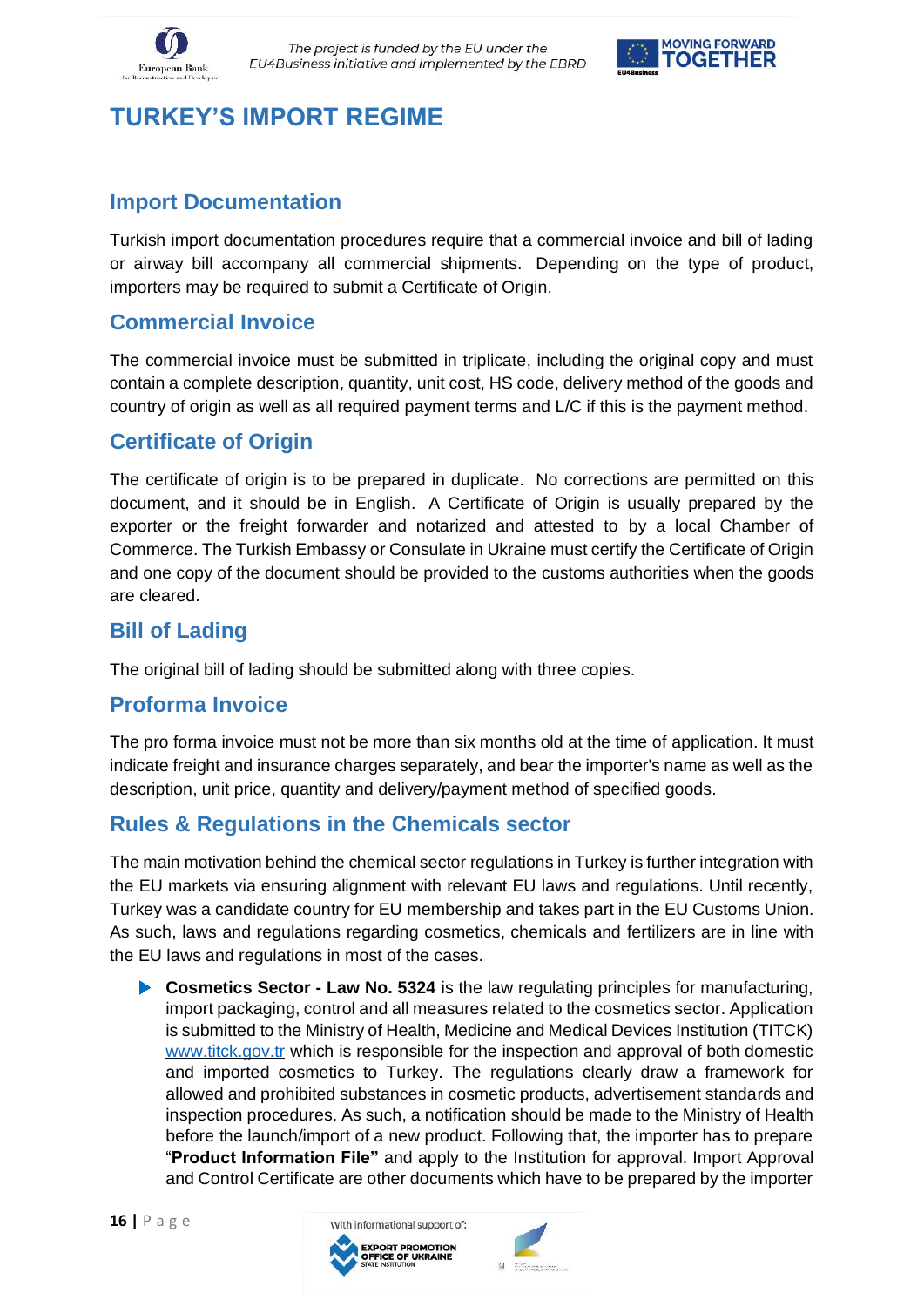# TURKEY'S IMPORT REGIME

## Import Documentation

Turkish import documentation procedures require that a commercial invoice and bill of lading or airway bill accompany all commercial shipments. Depending on the type of product, importers may be required to submit a Certificate of Origin.

## Commercial Invoice

The commercial invoice must be submitted in triplicate, including the original copy and must contain a complete description, quantity, unit cost, HS code, delivery method of the goods and country of origin as well as all required payment terms and L/C if this is the payment method.

## Certificate of Origin

The certificate of origin is to be prepared in duplicate. No corrections are permitted on this document, and it should be in English. A Certificate of Origin is usually prepared by the exporter or the freight forwarder and notarized and attested to by a local Chamber of Commerce. The Turkish Embassy or Consulate in Ukraine must certify the Certificate of Origin and one copy of the document should be provided to the customs authorities when the goods are cleared.

## Bill of Lading

The original bill of lading should be submitted along with three copies.

## Proforma Invoice

The pro forma invoice must not be more than six months old at the time of application. It must indicate freight and insurance charges separately, and bear the importer's name as well as the description, unit price, quantity and delivery/payment method of specified goods.

## Rules & Regulations in the Chemicals sector

The main motivation behind the chemical sector regulations in Turkey is further integration with the EU markets via ensuring alignment with relevant EU laws and regulations. Until recently, Turkey was a candidate country for EU membership and takes part in the EU Customs Union. As such, laws and regulations regarding cosmetics, chemicals and fertilizers are in line with the EU laws and regulations in most of the cases.

- **Cosmetics Sector - Law No. 5324** is the law regulating principles for manufacturing, import packaging, control and all measures related to the cosmetics sector. Application is submitted to the Ministry of Health, Medicine and Medical Devices Institution (TITCK) www.titck.gov.tr which is responsible for the inspection and approval of both domestic and imported cosmetics to Turkey. The regulations clearly draw a framework for allowed and prohibited substances in cosmetic products, advertisement standards and inspection procedures. As such, a notification should be made to the Ministry of Health before the launch/import of a new product. Following that, the importer has to prepare "**Product Information File"** and apply to the Institution for approval. Import Approval and Control Certificate are other documents which have to be prepared by the importer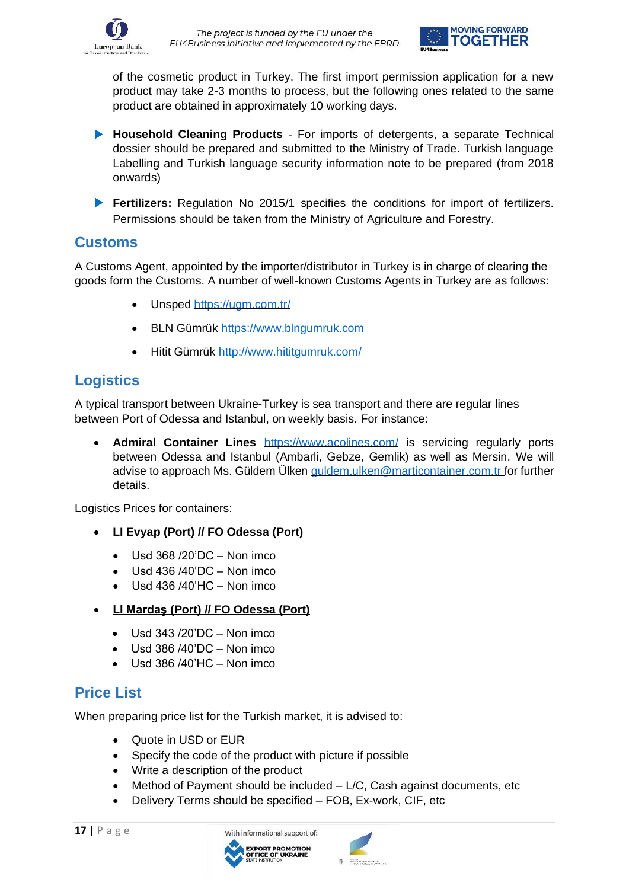of the cosmetic product in Turkey. The first import permission application for a new product may take 2-3 months to process, but the following ones related to the same product are obtained in approximately 10 working days.

- **Household Cleaning Products** - For imports of detergents, a separate Technical dossier should be prepared and submitted to the Ministry of Trade. Turkish language Labelling and Turkish language security information note to be prepared (from 2018 onwards)

- **Fertilizers:** Regulation No 2015/1 specifies the conditions for import of fertilizers. Permissions should be taken from the Ministry of Agriculture and Forestry.

## Customs

A Customs Agent, appointed by the importer/distributor in Turkey is in charge of clearing the goods form the Customs. A number of well-known Customs Agents in Turkey are as follows:

- Unsped https://ugm.com.tr/
- BLN Gümrük https://www.blngumruk.com
- Hitit Gümrük http://www.hititgumruk.com/

## Logistics

A typical transport between Ukraine-Turkey is sea transport and there are regular lines between Port of Odessa and Istanbul, on weekly basis. For instance:

- **Admiral Container Lines** https://www.acolines.com/ is servicing regularly ports between Odessa and Istanbul (Ambarli, Gebze, Gemlik) as well as Mersin. We will advise to approach Ms. Güldem Ülken guldem.ulken@marticontainer.com.tr for further details.

Logistics Prices for containers:

- **LI Evyap (Port) // FO Odessa (Port)**
  - Usd 368 /20'DC – Non imco
  - Usd 436 /40'DC – Non imco
  - Usd 436 /40'HC – Non imco
- **LI Mardaş (Port) // FO Odessa (Port)**
  - Usd 343 /20'DC – Non imco
  - Usd 386 /40'DC – Non imco
  - Usd 386 /40'HC – Non imco

## Price List

When preparing price list for the Turkish market, it is advised to:

- Quote in USD or EUR
- Specify the code of the product with picture if possible
- Write a description of the product
- Method of Payment should be included – L/C, Cash against documents, etc
- Delivery Terms should be specified – FOB, Ex-work, CIF, etc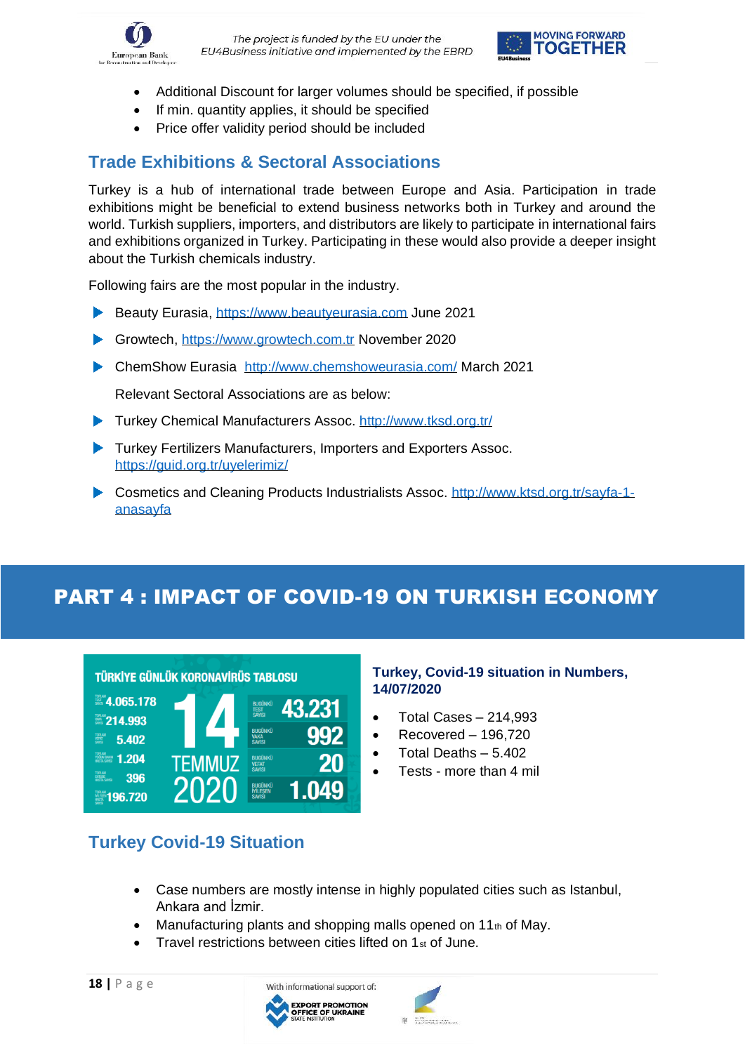- Additional Discount for larger volumes should be specified, if possible
- If min. quantity applies, it should be specified
- Price offer validity period should be included

## Trade Exhibitions & Sectoral Associations

Turkey is a hub of international trade between Europe and Asia. Participation in trade exhibitions might be beneficial to extend business networks both in Turkey and around the world. Turkish suppliers, importers, and distributors are likely to participate in international fairs and exhibitions organized in Turkey. Participating in these would also provide a deeper insight about the Turkish chemicals industry.

Following fairs are the most popular in the industry.

- Beauty Eurasia, https://www.beautyeurasia.com June 2021
- Growtech, https://www.growtech.com.tr November 2020
- ChemShow Eurasia http://www.chemshoweurasia.com/ March 2021

Relevant Sectoral Associations are as below:

- Turkey Chemical Manufacturers Assoc. http://www.tksd.org.tr/
- Turkey Fertilizers Manufacturers, Importers and Exporters Assoc. https://guid.org.tr/uyelerimiz/
- Cosmetics and Cleaning Products Industrialists Assoc. http://www.ktsd.org.tr/sayfa-1-anasayfa

# PART 4 : IMPACT OF COVID-19 ON TURKISH ECONOMY

**Turkey, Covid-19 situation in Numbers, 14/07/2020**

- Total Cases – 214,993
- Recovered – 196,720
- Total Deaths – 5.402
- Tests - more than 4 mil

## Turkey Covid-19 Situation

- Case numbers are mostly intense in highly populated cities such as Istanbul, Ankara and İzmir.
- Manufacturing plants and shopping malls opened on 11th of May.
- Travel restrictions between cities lifted on 1st of June.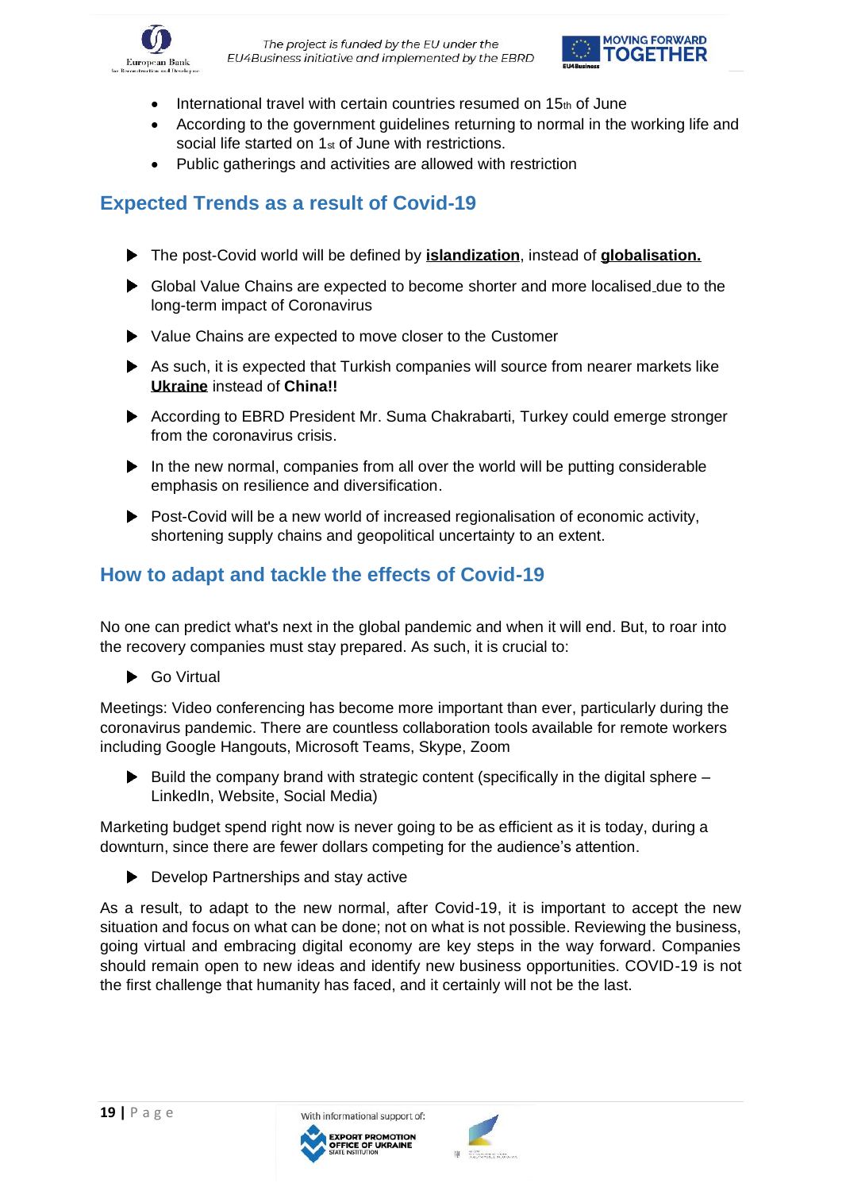- International travel with certain countries resumed on 15th of June
- According to the government guidelines returning to normal in the working life and social life started on 1st of June with restrictions.
- Public gatherings and activities are allowed with restriction

## Expected Trends as a result of Covid-19

- The post-Covid world will be defined by **islandization**, instead of **globalisation.**
- Global Value Chains are expected to become shorter and more localised due to the long-term impact of Coronavirus
- Value Chains are expected to move closer to the Customer
- As such, it is expected that Turkish companies will source from nearer markets like **Ukraine** instead of **China!!**
- According to EBRD President Mr. Suma Chakrabarti, Turkey could emerge stronger from the coronavirus crisis.
- In the new normal, companies from all over the world will be putting considerable emphasis on resilience and diversification.
- Post-Covid will be a new world of increased regionalisation of economic activity, shortening supply chains and geopolitical uncertainty to an extent.

## How to adapt and tackle the effects of Covid-19

No one can predict what's next in the global pandemic and when it will end. But, to roar into the recovery companies must stay prepared. As such, it is crucial to:

- Go Virtual

Meetings: Video conferencing has become more important than ever, particularly during the coronavirus pandemic. There are countless collaboration tools available for remote workers including Google Hangouts, Microsoft Teams, Skype, Zoom

- Build the company brand with strategic content (specifically in the digital sphere – LinkedIn, Website, Social Media)

Marketing budget spend right now is never going to be as efficient as it is today, during a downturn, since there are fewer dollars competing for the audience's attention.

- Develop Partnerships and stay active

As a result, to adapt to the new normal, after Covid-19, it is important to accept the new situation and focus on what can be done; not on what is not possible. Reviewing the business, going virtual and embracing digital economy are key steps in the way forward. Companies should remain open to new ideas and identify new business opportunities. COVID-19 is not the first challenge that humanity has faced, and it certainly will not be the last.